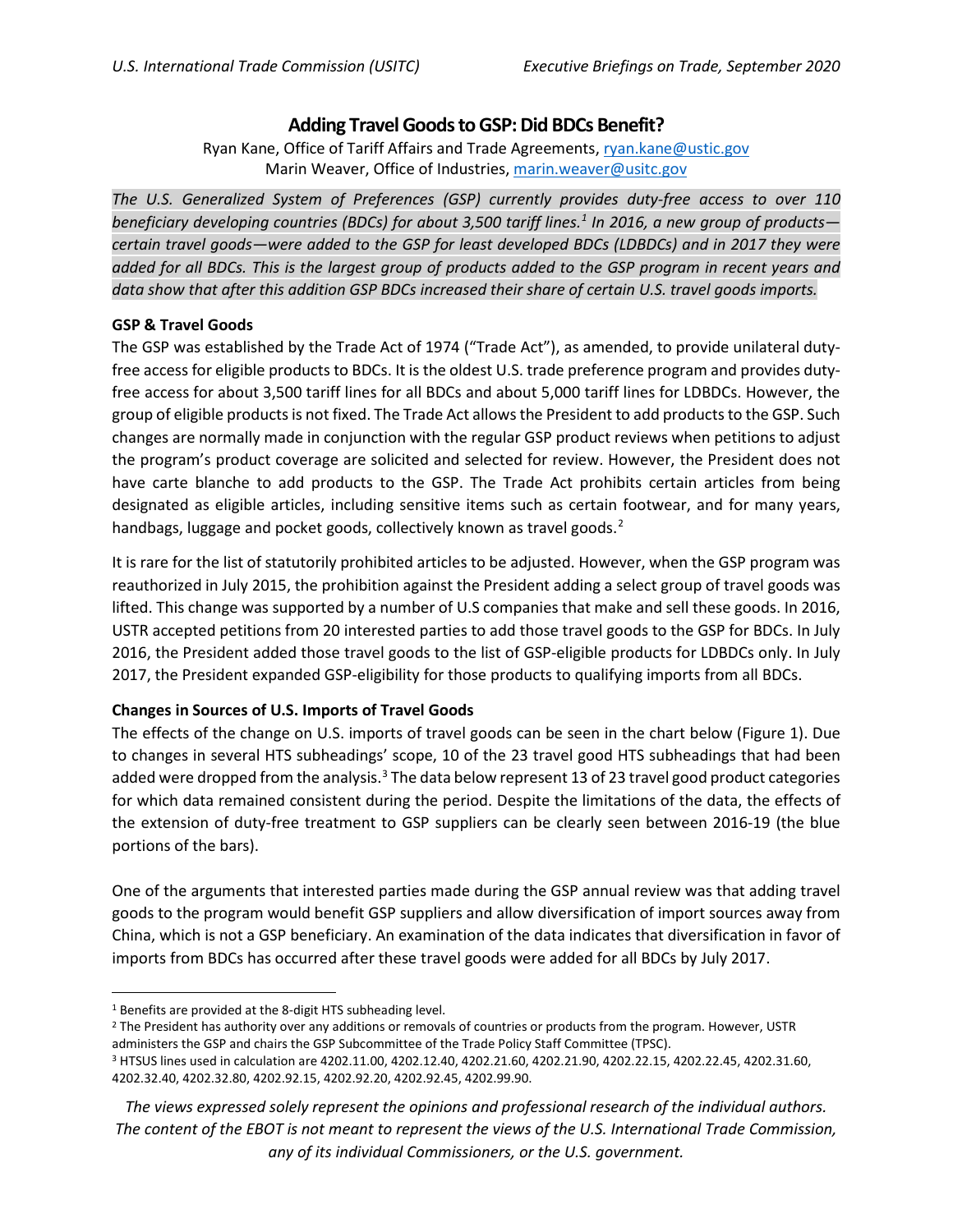# Adding Travel Goods to GSP: Did BDCs Benefit?

Ryan Kane, Office of Tariff Affairs and Trade Agreements, ryan.kane@ustic.gov
Marin Weaver, Office of Industries, marin.weaver@usitc.gov

*The U.S. Generalized System of Preferences (GSP) currently provides duty-free access to over 110 beneficiary developing countries (BDCs) for about 3,500 tariff lines.[1] In 2016, a new group of products—certain travel goods—were added to the GSP for least developed BDCs (LDBDCs) and in 2017 they were added for all BDCs. This is the largest group of products added to the GSP program in recent years and data show that after this addition GSP BDCs increased their share of certain U.S. travel goods imports.*

**GSP & Travel Goods**

The GSP was established by the Trade Act of 1974 ("Trade Act"), as amended, to provide unilateral duty-free access for eligible products to BDCs. It is the oldest U.S. trade preference program and provides duty-free access for about 3,500 tariff lines for all BDCs and about 5,000 tariff lines for LDBDCs. However, the group of eligible products is not fixed. The Trade Act allows the President to add products to the GSP. Such changes are normally made in conjunction with the regular GSP product reviews when petitions to adjust the program's product coverage are solicited and selected for review. However, the President does not have carte blanche to add products to the GSP. The Trade Act prohibits certain articles from being designated as eligible articles, including sensitive items such as certain footwear, and for many years, handbags, luggage and pocket goods, collectively known as travel goods.[2]

It is rare for the list of statutorily prohibited articles to be adjusted. However, when the GSP program was reauthorized in July 2015, the prohibition against the President adding a select group of travel goods was lifted. This change was supported by a number of U.S companies that make and sell these goods. In 2016, USTR accepted petitions from 20 interested parties to add those travel goods to the GSP for BDCs. In July 2016, the President added those travel goods to the list of GSP-eligible products for LDBDCs only. In July 2017, the President expanded GSP-eligibility for those products to qualifying imports from all BDCs.

**Changes in Sources of U.S. Imports of Travel Goods**

The effects of the change on U.S. imports of travel goods can be seen in the chart below (Figure 1). Due to changes in several HTS subheadings' scope, 10 of the 23 travel good HTS subheadings that had been added were dropped from the analysis.[3] The data below represent 13 of 23 travel good product categories for which data remained consistent during the period. Despite the limitations of the data, the effects of the extension of duty-free treatment to GSP suppliers can be clearly seen between 2016-19 (the blue portions of the bars).

One of the arguments that interested parties made during the GSP annual review was that adding travel goods to the program would benefit GSP suppliers and allow diversification of import sources away from China, which is not a GSP beneficiary. An examination of the data indicates that diversification in favor of imports from BDCs has occurred after these travel goods were added for all BDCs by July 2017.

---

[1] Benefits are provided at the 8-digit HTS subheading level.

[2] The President has authority over any additions or removals of countries or products from the program. However, USTR administers the GSP and chairs the GSP Subcommittee of the Trade Policy Staff Committee (TPSC).

[3] HTSUS lines used in calculation are 4202.11.00, 4202.12.40, 4202.21.60, 4202.21.90, 4202.22.15, 4202.22.45, 4202.31.60, 4202.32.40, 4202.32.80, 4202.92.15, 4202.92.20, 4202.92.45, 4202.99.90.

*The views expressed solely represent the opinions and professional research of the individual authors. The content of the EBOT is not meant to represent the views of the U.S. International Trade Commission, any of its individual Commissioners, or the U.S. government.*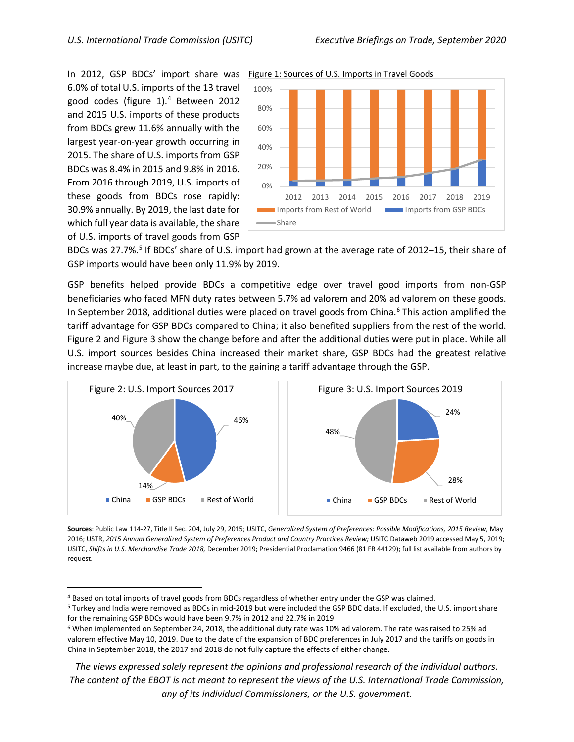In 2012, GSP BDCs' import share was 6.0% of total U.S. imports of the 13 travel good codes (figure 1).[4] Between 2012 and 2015 U.S. imports of these products from BDCs grew 11.6% annually with the largest year-on-year growth occurring in 2015. The share of U.S. imports from GSP BDCs was 8.4% in 2015 and 9.8% in 2016. From 2016 through 2019, U.S. imports of these goods from BDCs rose rapidly: 30.9% annually. By 2019, the last date for which full year data is available, the share of U.S. imports of travel goods from GSP BDCs was 27.7%.[5] If BDCs' share of U.S. import had grown at the average rate of 2012–15, their share of GSP imports would have been only 11.9% by 2019.

Figure 1: Sources of U.S. Imports in Travel Goods

100%
80%
60%
40%
20%
0%
2012 2013 2014 2015 2016 2017 2018 2019
Imports from Rest of World
Imports from GSP BDCs
Share

GSP benefits helped provide BDCs a competitive edge over travel good imports from non-GSP beneficiaries who faced MFN duty rates between 5.7% ad valorem and 20% ad valorem on these goods. In September 2018, additional duties were placed on travel goods from China.[6] This action amplified the tariff advantage for GSP BDCs compared to China; it also benefited suppliers from the rest of the world. Figure 2 and Figure 3 show the change before and after the additional duties were put in place. While all U.S. import sources besides China increased their market share, GSP BDCs had the greatest relative increase maybe due, at least in part, to the gaining a tariff advantage through the GSP.

Figure 2: U.S. Import Sources 2017

46%
14%
40%
China
GSP BDCs
Rest of World

Figure 3: U.S. Import Sources 2019

24%
28%
48%
China
GSP BDCs
Rest of World

**Sources**: Public Law 114-27, Title II Sec. 204, July 29, 2015; USITC, *Generalized System of Preferences: Possible Modifications, 2015 Review*, May 2016; USTR, *2015 Annual Generalized System of Preferences Product and Country Practices Review;* USITC Dataweb 2019 accessed May 5, 2019; USITC, *Shifts in U.S. Merchandise Trade 2018,* December 2019; Presidential Proclamation 9466 (81 FR 44129); full list available from authors by request.

---

[4] Based on total imports of travel goods from BDCs regardless of whether entry under the GSP was claimed.

[5] Turkey and India were removed as BDCs in mid-2019 but were included the GSP BDC data. If excluded, the U.S. import share for the remaining GSP BDCs would have been 9.7% in 2012 and 22.7% in 2019.

[6] When implemented on September 24, 2018, the additional duty rate was 10% ad valorem. The rate was raised to 25% ad valorem effective May 10, 2019. Due to the date of the expansion of BDC preferences in July 2017 and the tariffs on goods in China in September 2018, the 2017 and 2018 do not fully capture the effects of either change.

*The views expressed solely represent the opinions and professional research of the individual authors. The content of the EBOT is not meant to represent the views of the U.S. International Trade Commission, any of its individual Commissioners, or the U.S. government.*